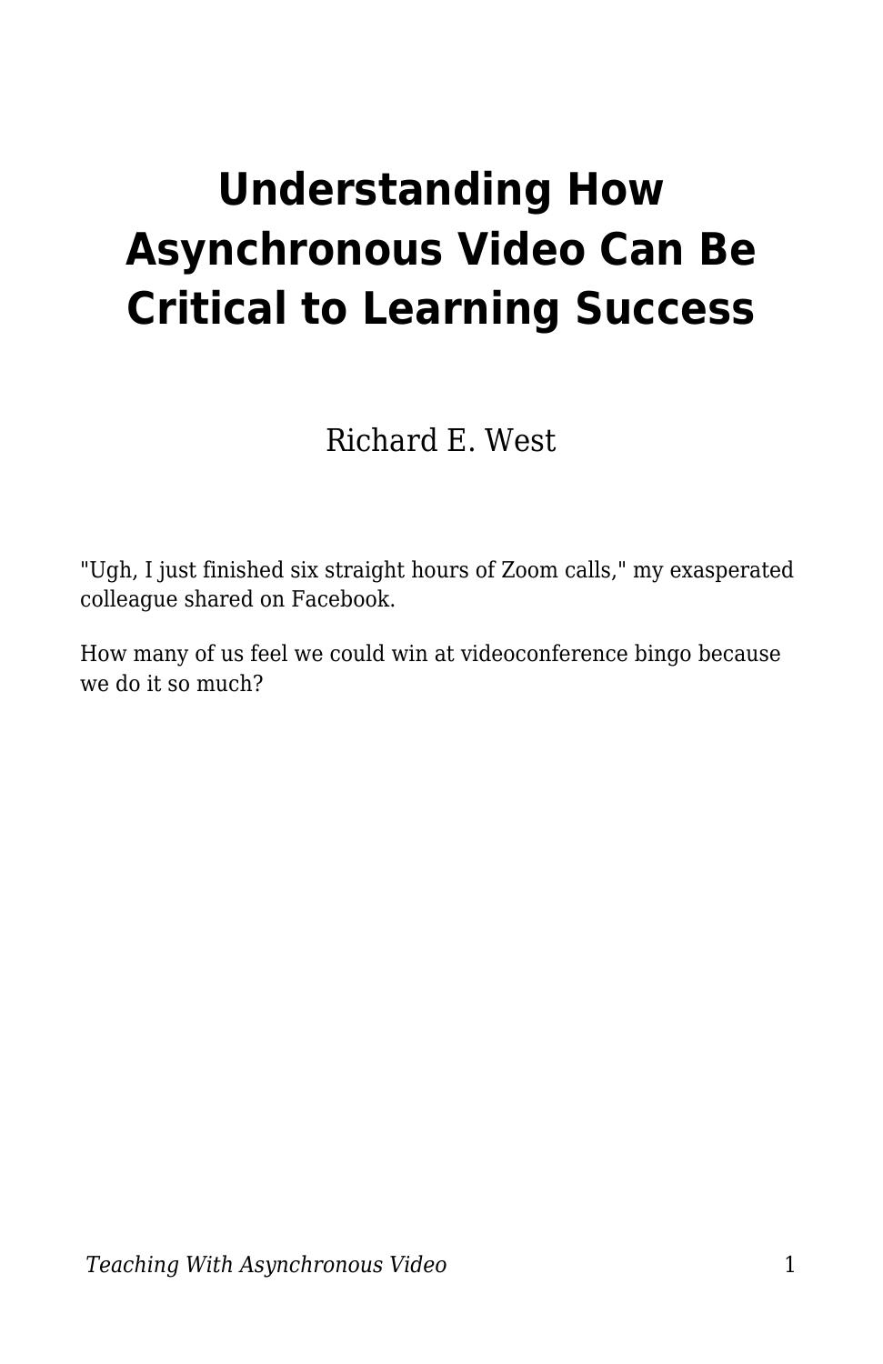# Understanding How Asynchronous Video Can Be Critical to Learning Success

Richard E. West

"Ugh, I just finished six straight hours of Zoom calls," my exasperated colleague shared on Facebook.

How many of us feel we could win at videoconference bingo because we do it so much?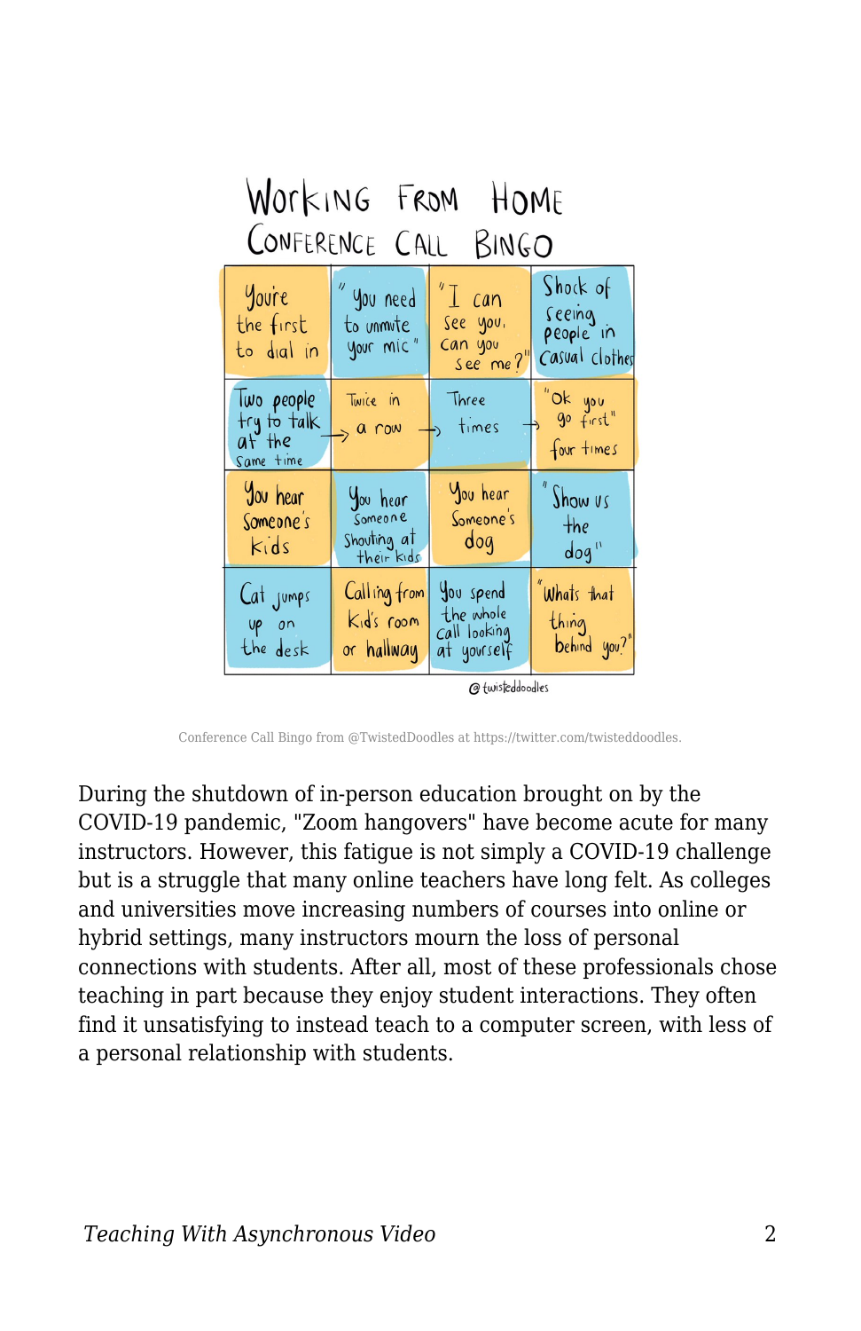WORKING FROM HOME
CONFERENCE CALL BINGO

| | | | |
|---|---|---|---|
| You're the first to dial in | "You need to unmute your mic" | "I can see you, can you see me?" | Shock of seeing people in casual clothes |
| Two people try to talk at the same time → | Twice in a row → | Three times → | "Ok you go first" four times |
| You hear someone's kids | You hear someone shouting at their kids | You hear someone's dog | "Show us the dog" |
| Cat jumps up on the desk | Calling from kid's room or hallway | You spend the whole call looking at yourself | "What's that thing behind you?" |

@twisteddoodles

Conference Call Bingo from @TwistedDoodles at https://twitter.com/twisteddoodles.

During the shutdown of in-person education brought on by the COVID-19 pandemic, "Zoom hangovers" have become acute for many instructors. However, this fatigue is not simply a COVID-19 challenge but is a struggle that many online teachers have long felt. As colleges and universities move increasing numbers of courses into online or hybrid settings, many instructors mourn the loss of personal connections with students. After all, most of these professionals chose teaching in part because they enjoy student interactions. They often find it unsatisfying to instead teach to a computer screen, with less of a personal relationship with students.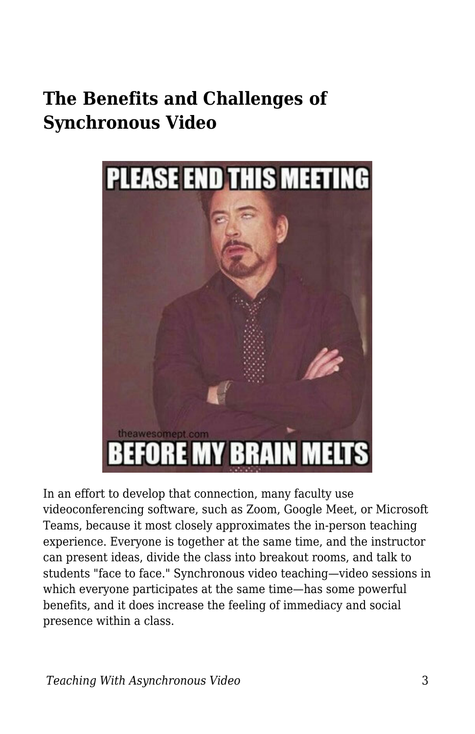## The Benefits and Challenges of Synchronous Video

In an effort to develop that connection, many faculty use videoconferencing software, such as Zoom, Google Meet, or Microsoft Teams, because it most closely approximates the in-person teaching experience. Everyone is together at the same time, and the instructor can present ideas, divide the class into breakout rooms, and talk to students "face to face." Synchronous video teaching—video sessions in which everyone participates at the same time—has some powerful benefits, and it does increase the feeling of immediacy and social presence within a class.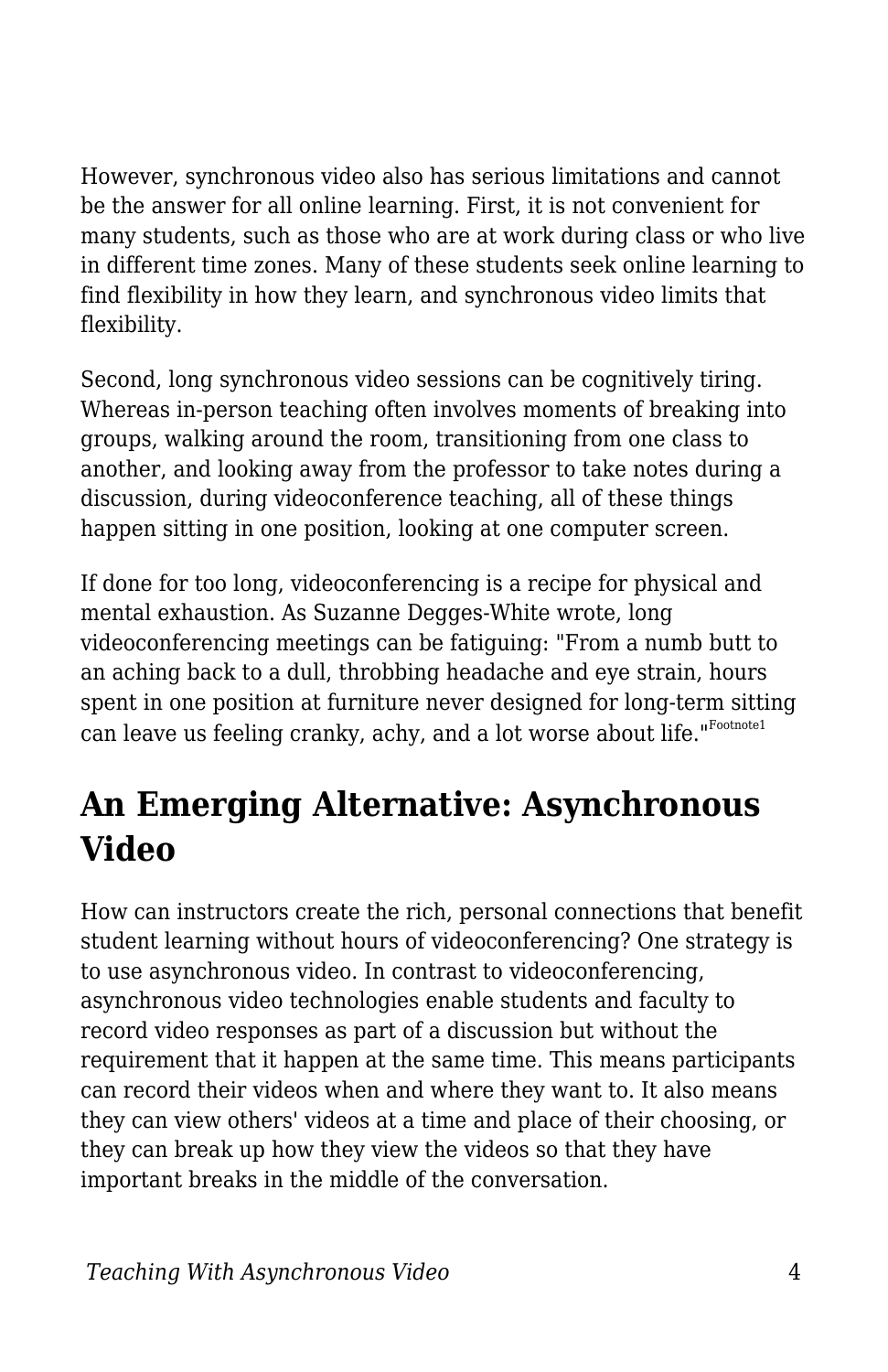However, synchronous video also has serious limitations and cannot be the answer for all online learning. First, it is not convenient for many students, such as those who are at work during class or who live in different time zones. Many of these students seek online learning to find flexibility in how they learn, and synchronous video limits that flexibility.

Second, long synchronous video sessions can be cognitively tiring. Whereas in-person teaching often involves moments of breaking into groups, walking around the room, transitioning from one class to another, and looking away from the professor to take notes during a discussion, during videoconference teaching, all of these things happen sitting in one position, looking at one computer screen.

If done for too long, videoconferencing is a recipe for physical and mental exhaustion. As Suzanne Degges-White wrote, long videoconferencing meetings can be fatiguing: "From a numb butt to an aching back to a dull, throbbing headache and eye strain, hours spent in one position at furniture never designed for long-term sitting can leave us feeling cranky, achy, and a lot worse about life."[Footnote1]

## An Emerging Alternative: Asynchronous Video

How can instructors create the rich, personal connections that benefit student learning without hours of videoconferencing? One strategy is to use asynchronous video. In contrast to videoconferencing, asynchronous video technologies enable students and faculty to record video responses as part of a discussion but without the requirement that it happen at the same time. This means participants can record their videos when and where they want to. It also means they can view others' videos at a time and place of their choosing, or they can break up how they view the videos so that they have important breaks in the middle of the conversation.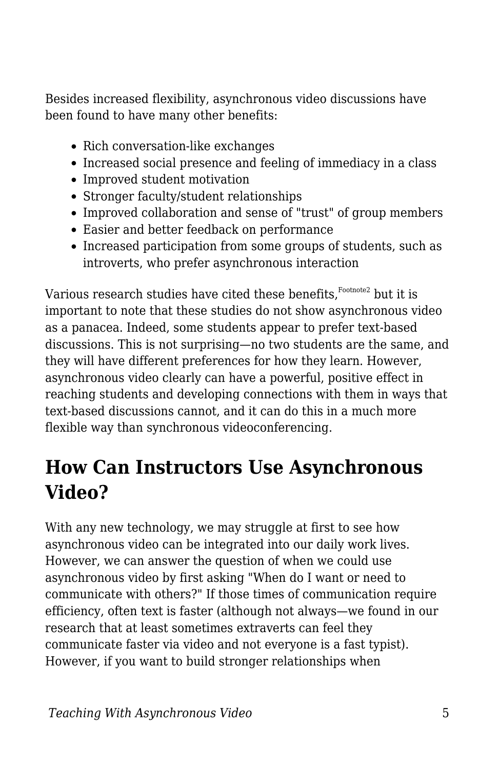Besides increased flexibility, asynchronous video discussions have been found to have many other benefits:

- Rich conversation-like exchanges
- Increased social presence and feeling of immediacy in a class
- Improved student motivation
- Stronger faculty/student relationships
- Improved collaboration and sense of "trust" of group members
- Easier and better feedback on performance
- Increased participation from some groups of students, such as introverts, who prefer asynchronous interaction

Various research studies have cited these benefits,[Footnote2] but it is important to note that these studies do not show asynchronous video as a panacea. Indeed, some students appear to prefer text-based discussions. This is not surprising—no two students are the same, and they will have different preferences for how they learn. However, asynchronous video clearly can have a powerful, positive effect in reaching students and developing connections with them in ways that text-based discussions cannot, and it can do this in a much more flexible way than synchronous videoconferencing.

## How Can Instructors Use Asynchronous Video?

With any new technology, we may struggle at first to see how asynchronous video can be integrated into our daily work lives. However, we can answer the question of when we could use asynchronous video by first asking "When do I want or need to communicate with others?" If those times of communication require efficiency, often text is faster (although not always—we found in our research that at least sometimes extraverts can feel they communicate faster via video and not everyone is a fast typist). However, if you want to build stronger relationships when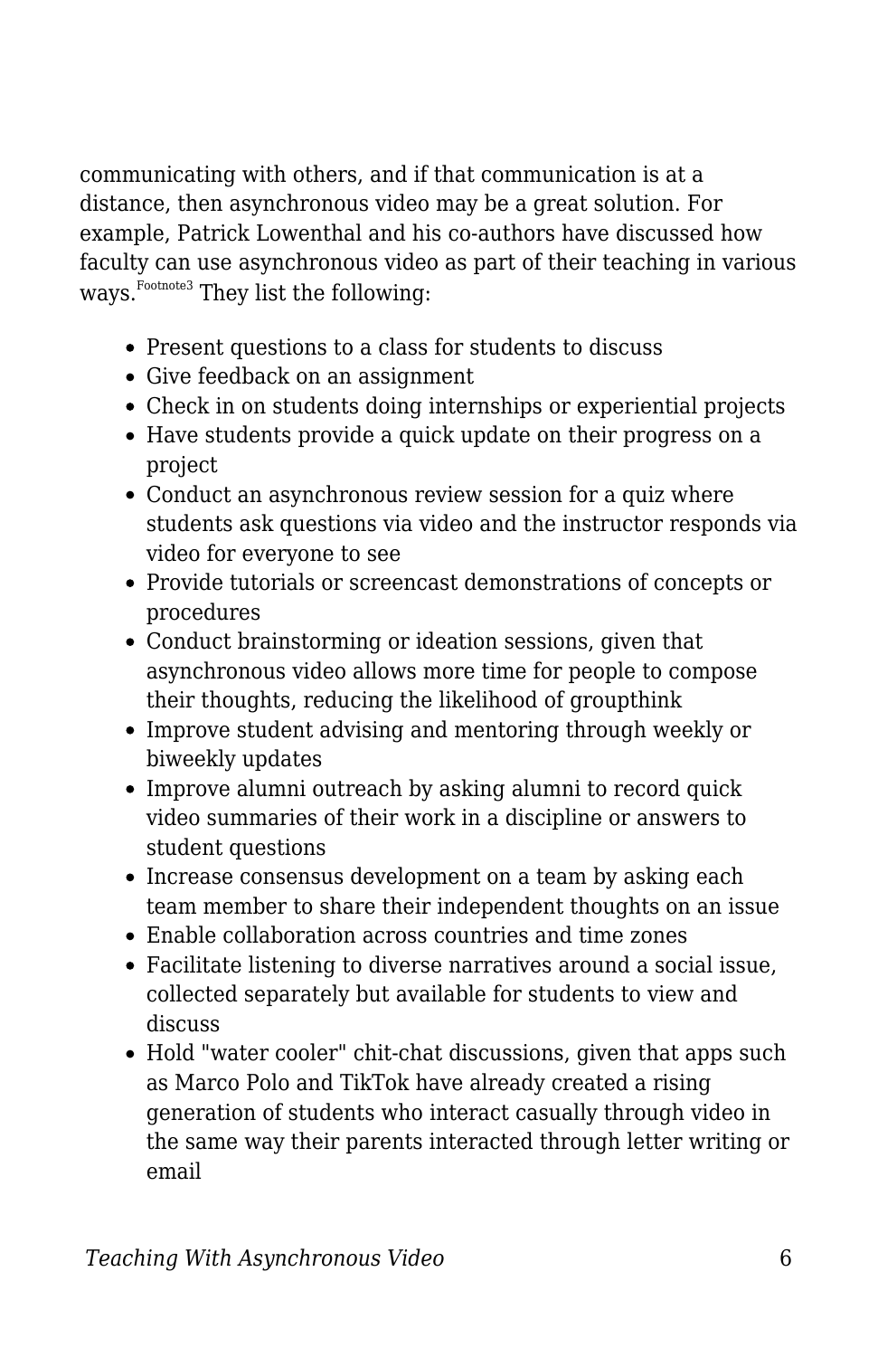communicating with others, and if that communication is at a distance, then asynchronous video may be a great solution. For example, Patrick Lowenthal and his co-authors have discussed how faculty can use asynchronous video as part of their teaching in various ways.[Footnote3] They list the following:

- Present questions to a class for students to discuss
- Give feedback on an assignment
- Check in on students doing internships or experiential projects
- Have students provide a quick update on their progress on a project
- Conduct an asynchronous review session for a quiz where students ask questions via video and the instructor responds via video for everyone to see
- Provide tutorials or screencast demonstrations of concepts or procedures
- Conduct brainstorming or ideation sessions, given that asynchronous video allows more time for people to compose their thoughts, reducing the likelihood of groupthink
- Improve student advising and mentoring through weekly or biweekly updates
- Improve alumni outreach by asking alumni to record quick video summaries of their work in a discipline or answers to student questions
- Increase consensus development on a team by asking each team member to share their independent thoughts on an issue
- Enable collaboration across countries and time zones
- Facilitate listening to diverse narratives around a social issue, collected separately but available for students to view and discuss
- Hold "water cooler" chit-chat discussions, given that apps such as Marco Polo and TikTok have already created a rising generation of students who interact casually through video in the same way their parents interacted through letter writing or email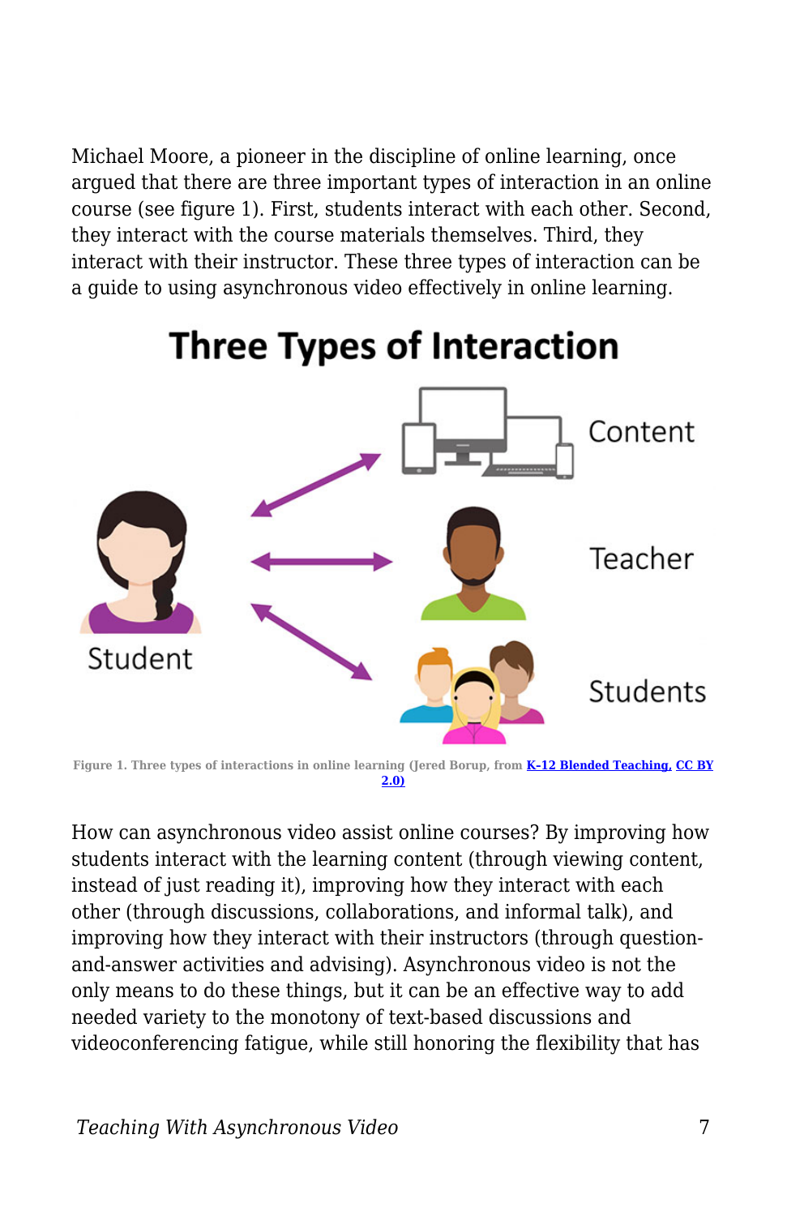Michael Moore, a pioneer in the discipline of online learning, once argued that there are three important types of interaction in an online course (see figure 1). First, students interact with each other. Second, they interact with the course materials themselves. Third, they interact with their instructor. These three types of interaction can be a guide to using asynchronous video effectively in online learning.

Figure 1. Three types of interactions in online learning (Jered Borup, from [K-12 Blended Teaching](), [CC BY 2.0)]()

How can asynchronous video assist online courses? By improving how students interact with the learning content (through viewing content, instead of just reading it), improving how they interact with each other (through discussions, collaborations, and informal talk), and improving how they interact with their instructors (through question-and-answer activities and advising). Asynchronous video is not the only means to do these things, but it can be an effective way to add needed variety to the monotony of text-based discussions and videoconferencing fatigue, while still honoring the flexibility that has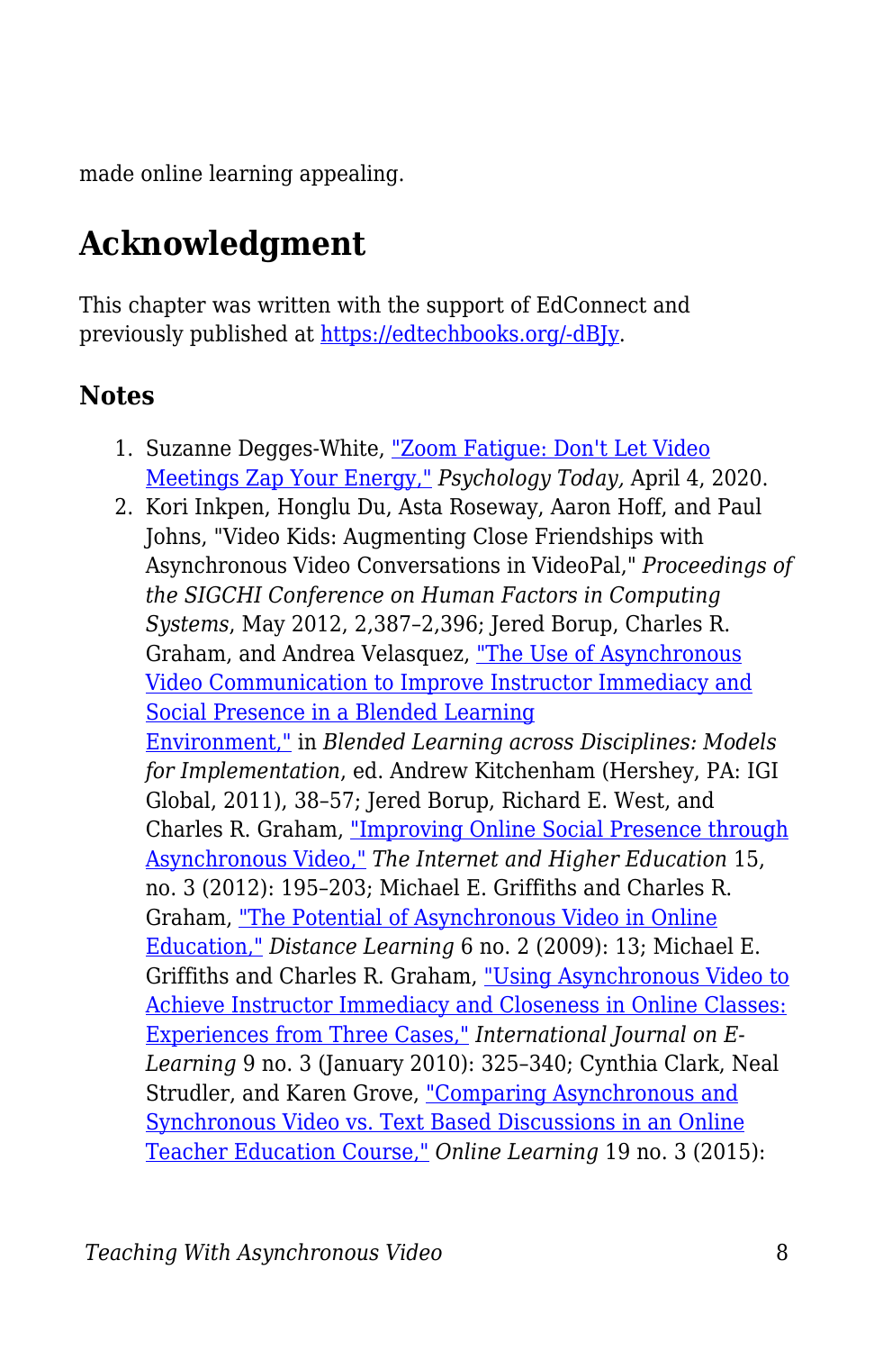made online learning appealing.

## Acknowledgment

This chapter was written with the support of EdConnect and previously published at https://edtechbooks.org/-dBJy.

### Notes

1. Suzanne Degges-White, "Zoom Fatigue: Don't Let Video Meetings Zap Your Energy," *Psychology Today,* April 4, 2020.
2. Kori Inkpen, Honglu Du, Asta Roseway, Aaron Hoff, and Paul Johns, "Video Kids: Augmenting Close Friendships with Asynchronous Video Conversations in VideoPal," *Proceedings of the SIGCHI Conference on Human Factors in Computing Systems*, May 2012, 2,387–2,396; Jered Borup, Charles R. Graham, and Andrea Velasquez, "The Use of Asynchronous Video Communication to Improve Instructor Immediacy and Social Presence in a Blended Learning Environment," in *Blended Learning across Disciplines: Models for Implementation*, ed. Andrew Kitchenham (Hershey, PA: IGI Global, 2011), 38–57; Jered Borup, Richard E. West, and Charles R. Graham, "Improving Online Social Presence through Asynchronous Video," *The Internet and Higher Education* 15, no. 3 (2012): 195–203; Michael E. Griffiths and Charles R. Graham, "The Potential of Asynchronous Video in Online Education," *Distance Learning* 6 no. 2 (2009): 13; Michael E. Griffiths and Charles R. Graham, "Using Asynchronous Video to Achieve Instructor Immediacy and Closeness in Online Classes: Experiences from Three Cases," *International Journal on E-Learning* 9 no. 3 (January 2010): 325–340; Cynthia Clark, Neal Strudler, and Karen Grove, "Comparing Asynchronous and Synchronous Video vs. Text Based Discussions in an Online Teacher Education Course," *Online Learning* 19 no. 3 (2015):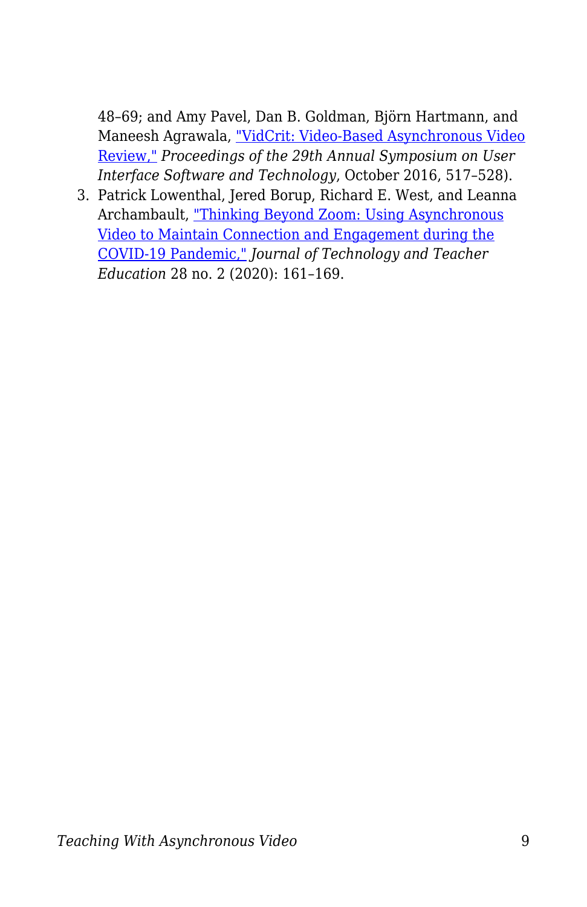48–69; and Amy Pavel, Dan B. Goldman, Björn Hartmann, and Maneesh Agrawala, "VidCrit: Video-Based Asynchronous Video Review," *Proceedings of the 29th Annual Symposium on User Interface Software and Technology*, October 2016, 517–528).

3. Patrick Lowenthal, Jered Borup, Richard E. West, and Leanna Archambault, "Thinking Beyond Zoom: Using Asynchronous Video to Maintain Connection and Engagement during the COVID-19 Pandemic," *Journal of Technology and Teacher Education* 28 no. 2 (2020): 161–169.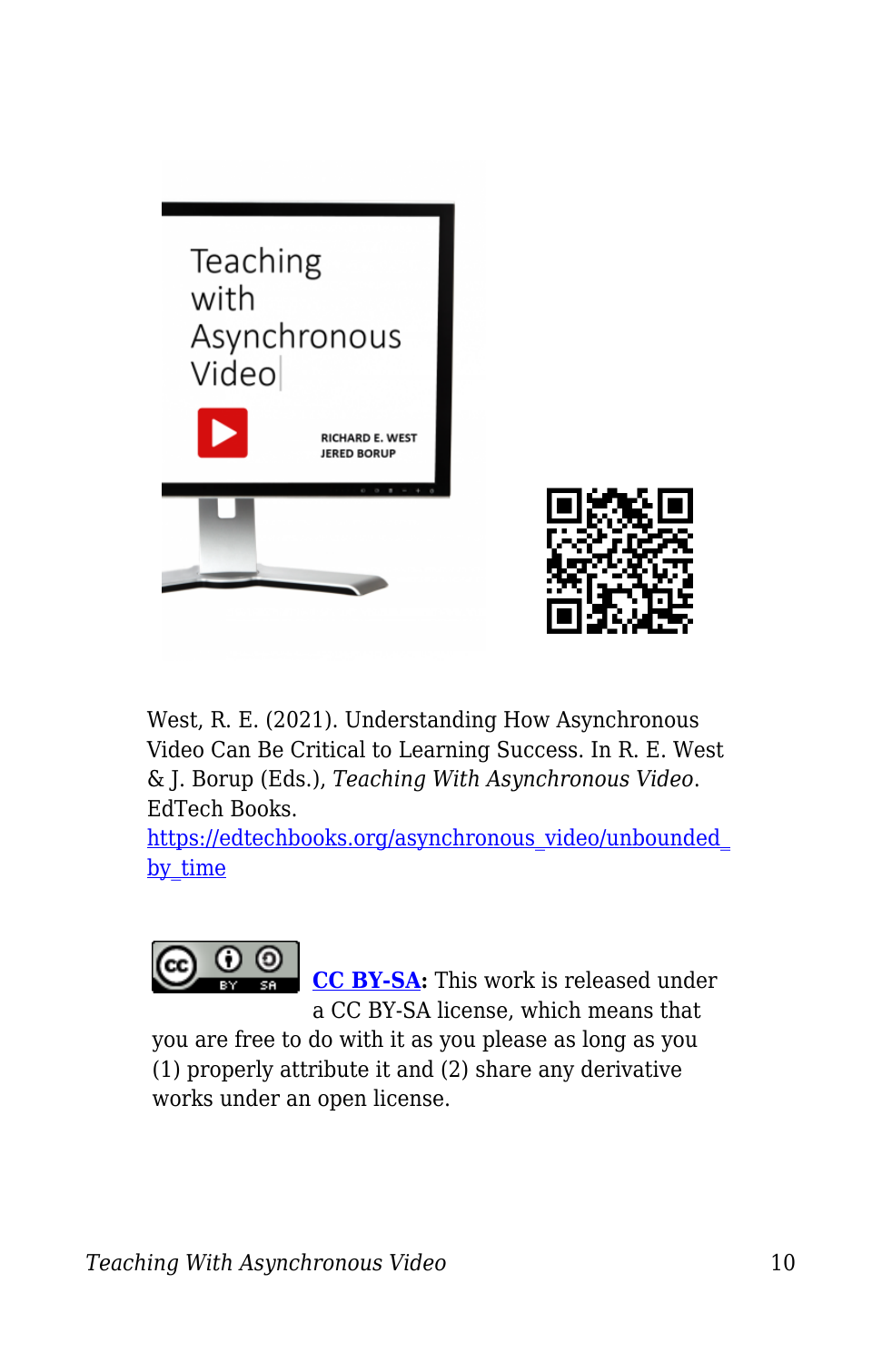West, R. E. (2021). Understanding How Asynchronous Video Can Be Critical to Learning Success. In R. E. West & J. Borup (Eds.), *Teaching With Asynchronous Video*. EdTech Books. https://edtechbooks.org/asynchronous_video/unbounded_by_time

**CC BY-SA:** This work is released under a CC BY-SA license, which means that you are free to do with it as you please as long as you (1) properly attribute it and (2) share any derivative works under an open license.